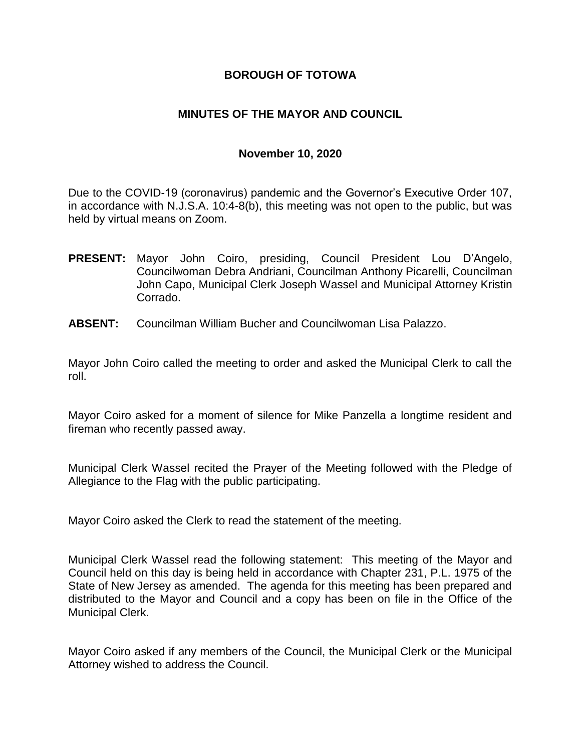# BOROUGH OF TOTOWA

## MINUTES OF THE MAYOR AND COUNCIL

### November 10, 2020

Due to the COVID-19 (coronavirus) pandemic and the Governor's Executive Order 107, in accordance with N.J.S.A. 10:4-8(b), this meeting was not open to the public, but was held by virtual means on Zoom.

**PRESENT:** Mayor John Coiro, presiding, Council President Lou D'Angelo, Councilwoman Debra Andriani, Councilman Anthony Picarelli, Councilman John Capo, Municipal Clerk Joseph Wassel and Municipal Attorney Kristin Corrado.

**ABSENT:** Councilman William Bucher and Councilwoman Lisa Palazzo.

Mayor John Coiro called the meeting to order and asked the Municipal Clerk to call the roll.

Mayor Coiro asked for a moment of silence for Mike Panzella a longtime resident and fireman who recently passed away.

Municipal Clerk Wassel recited the Prayer of the Meeting followed with the Pledge of Allegiance to the Flag with the public participating.

Mayor Coiro asked the Clerk to read the statement of the meeting.

Municipal Clerk Wassel read the following statement: This meeting of the Mayor and Council held on this day is being held in accordance with Chapter 231, P.L. 1975 of the State of New Jersey as amended. The agenda for this meeting has been prepared and distributed to the Mayor and Council and a copy has been on file in the Office of the Municipal Clerk.

Mayor Coiro asked if any members of the Council, the Municipal Clerk or the Municipal Attorney wished to address the Council.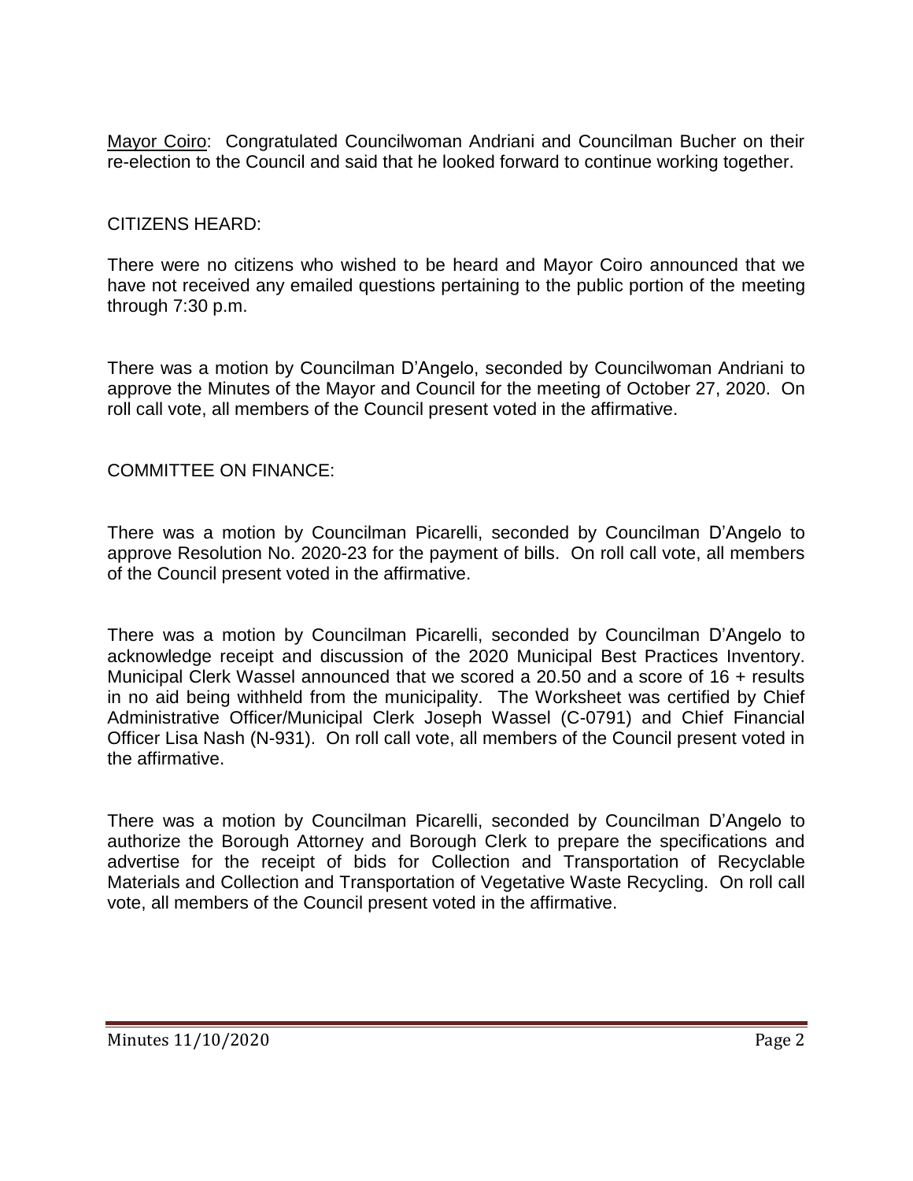<u>Mayor Coiro</u>: Congratulated Councilwoman Andriani and Councilman Bucher on their re-election to the Council and said that he looked forward to continue working together.

CITIZENS HEARD:

There were no citizens who wished to be heard and Mayor Coiro announced that we have not received any emailed questions pertaining to the public portion of the meeting through 7:30 p.m.

There was a motion by Councilman D'Angelo, seconded by Councilwoman Andriani to approve the Minutes of the Mayor and Council for the meeting of October 27, 2020. On roll call vote, all members of the Council present voted in the affirmative.

COMMITTEE ON FINANCE:

There was a motion by Councilman Picarelli, seconded by Councilman D'Angelo to approve Resolution No. 2020-23 for the payment of bills. On roll call vote, all members of the Council present voted in the affirmative.

There was a motion by Councilman Picarelli, seconded by Councilman D'Angelo to acknowledge receipt and discussion of the 2020 Municipal Best Practices Inventory. Municipal Clerk Wassel announced that we scored a 20.50 and a score of 16 + results in no aid being withheld from the municipality. The Worksheet was certified by Chief Administrative Officer/Municipal Clerk Joseph Wassel (C-0791) and Chief Financial Officer Lisa Nash (N-931). On roll call vote, all members of the Council present voted in the affirmative.

There was a motion by Councilman Picarelli, seconded by Councilman D'Angelo to authorize the Borough Attorney and Borough Clerk to prepare the specifications and advertise for the receipt of bids for Collection and Transportation of Recyclable Materials and Collection and Transportation of Vegetative Waste Recycling. On roll call vote, all members of the Council present voted in the affirmative.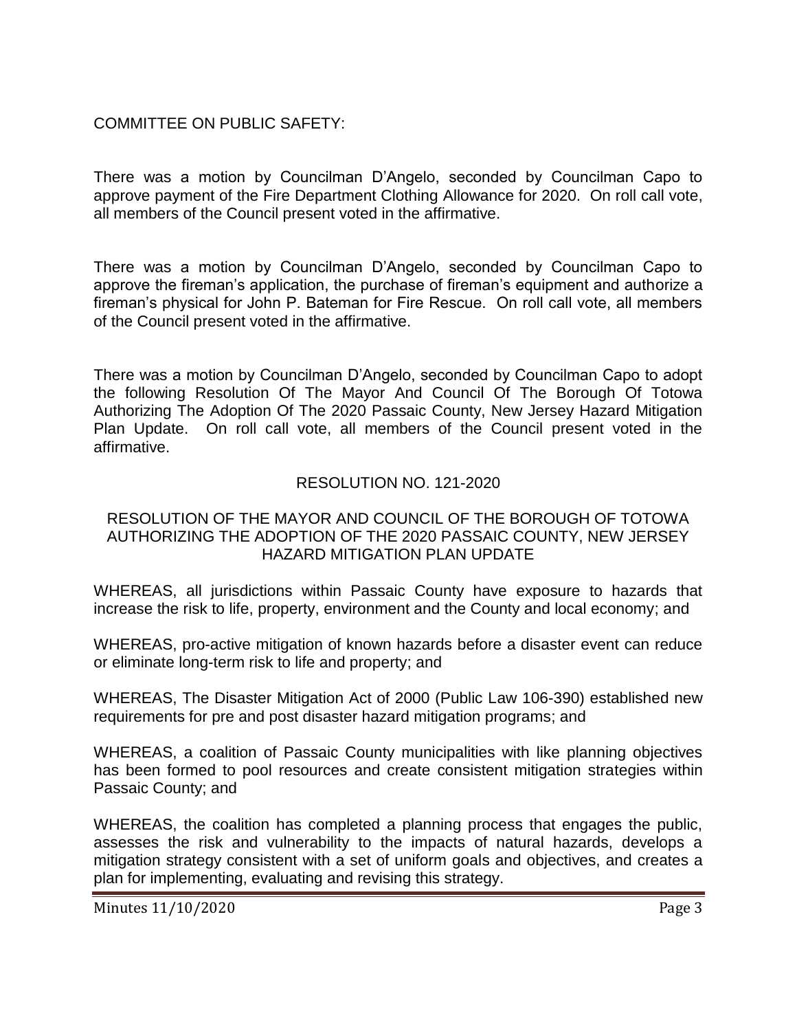COMMITTEE ON PUBLIC SAFETY:

There was a motion by Councilman D'Angelo, seconded by Councilman Capo to approve payment of the Fire Department Clothing Allowance for 2020. On roll call vote, all members of the Council present voted in the affirmative.

There was a motion by Councilman D'Angelo, seconded by Councilman Capo to approve the fireman's application, the purchase of fireman's equipment and authorize a fireman's physical for John P. Bateman for Fire Rescue. On roll call vote, all members of the Council present voted in the affirmative.

There was a motion by Councilman D'Angelo, seconded by Councilman Capo to adopt the following Resolution Of The Mayor And Council Of The Borough Of Totowa Authorizing The Adoption Of The 2020 Passaic County, New Jersey Hazard Mitigation Plan Update. On roll call vote, all members of the Council present voted in the affirmative.

RESOLUTION NO. 121-2020

RESOLUTION OF THE MAYOR AND COUNCIL OF THE BOROUGH OF TOTOWA AUTHORIZING THE ADOPTION OF THE 2020 PASSAIC COUNTY, NEW JERSEY HAZARD MITIGATION PLAN UPDATE

WHEREAS, all jurisdictions within Passaic County have exposure to hazards that increase the risk to life, property, environment and the County and local economy; and

WHEREAS, pro-active mitigation of known hazards before a disaster event can reduce or eliminate long-term risk to life and property; and

WHEREAS, The Disaster Mitigation Act of 2000 (Public Law 106-390) established new requirements for pre and post disaster hazard mitigation programs; and

WHEREAS, a coalition of Passaic County municipalities with like planning objectives has been formed to pool resources and create consistent mitigation strategies within Passaic County; and

WHEREAS, the coalition has completed a planning process that engages the public, assesses the risk and vulnerability to the impacts of natural hazards, develops a mitigation strategy consistent with a set of uniform goals and objectives, and creates a plan for implementing, evaluating and revising this strategy.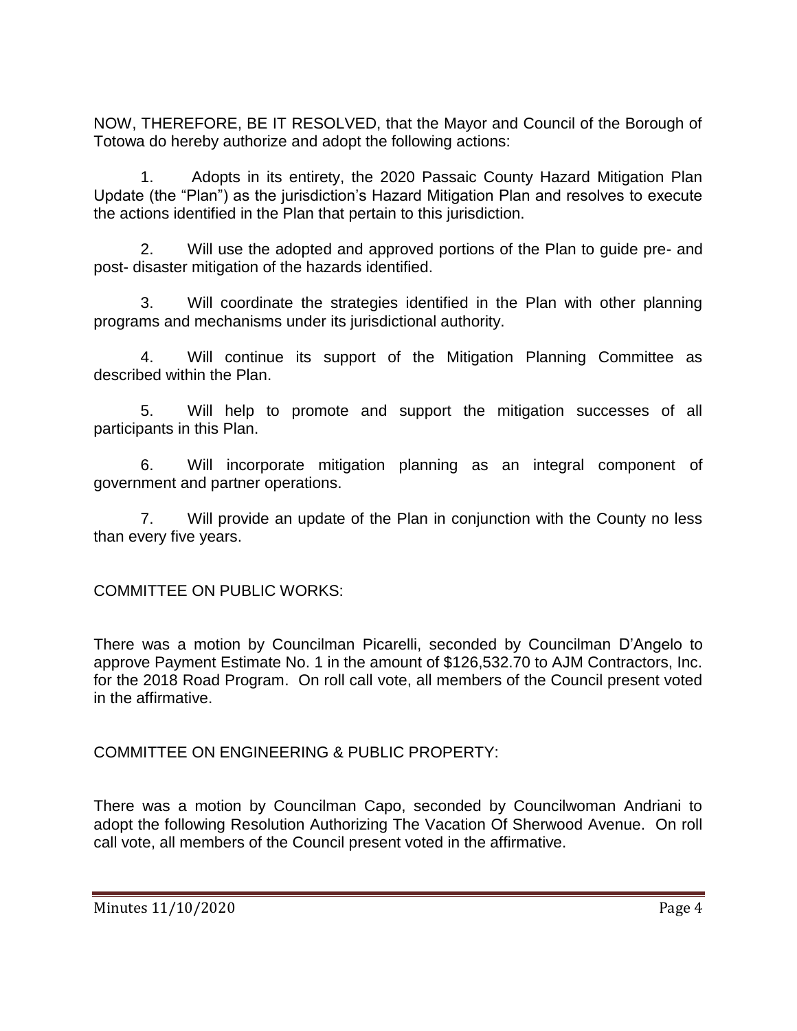NOW, THEREFORE, BE IT RESOLVED, that the Mayor and Council of the Borough of Totowa do hereby authorize and adopt the following actions:

1. Adopts in its entirety, the 2020 Passaic County Hazard Mitigation Plan Update (the "Plan") as the jurisdiction's Hazard Mitigation Plan and resolves to execute the actions identified in the Plan that pertain to this jurisdiction.

2. Will use the adopted and approved portions of the Plan to guide pre- and post- disaster mitigation of the hazards identified.

3. Will coordinate the strategies identified in the Plan with other planning programs and mechanisms under its jurisdictional authority.

4. Will continue its support of the Mitigation Planning Committee as described within the Plan.

5. Will help to promote and support the mitigation successes of all participants in this Plan.

6. Will incorporate mitigation planning as an integral component of government and partner operations.

7. Will provide an update of the Plan in conjunction with the County no less than every five years.

COMMITTEE ON PUBLIC WORKS:

There was a motion by Councilman Picarelli, seconded by Councilman D'Angelo to approve Payment Estimate No. 1 in the amount of $126,532.70 to AJM Contractors, Inc. for the 2018 Road Program. On roll call vote, all members of the Council present voted in the affirmative.

COMMITTEE ON ENGINEERING & PUBLIC PROPERTY:

There was a motion by Councilman Capo, seconded by Councilwoman Andriani to adopt the following Resolution Authorizing The Vacation Of Sherwood Avenue. On roll call vote, all members of the Council present voted in the affirmative.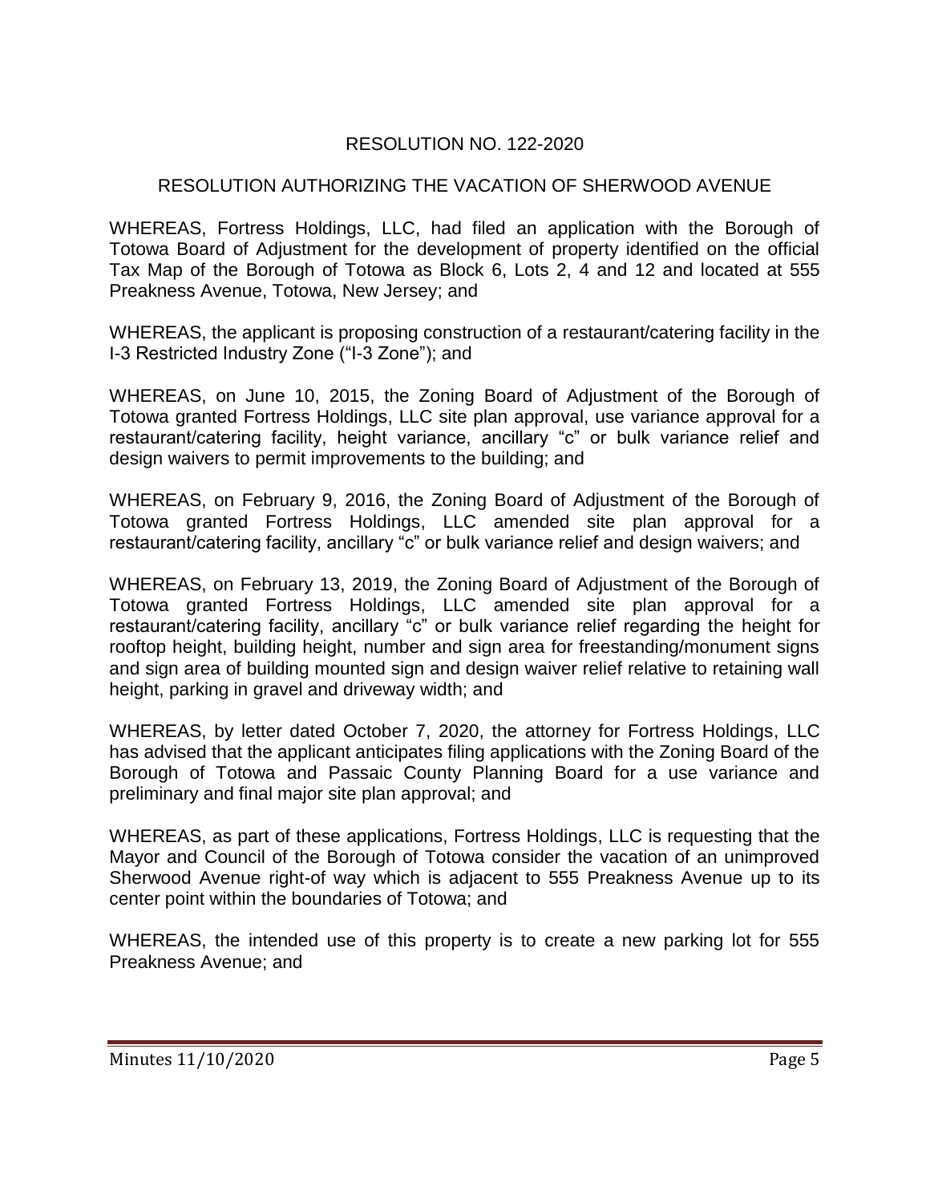RESOLUTION NO. 122-2020

RESOLUTION AUTHORIZING THE VACATION OF SHERWOOD AVENUE

WHEREAS, Fortress Holdings, LLC, had filed an application with the Borough of Totowa Board of Adjustment for the development of property identified on the official Tax Map of the Borough of Totowa as Block 6, Lots 2, 4 and 12 and located at 555 Preakness Avenue, Totowa, New Jersey; and

WHEREAS, the applicant is proposing construction of a restaurant/catering facility in the I-3 Restricted Industry Zone ("I-3 Zone"); and

WHEREAS, on June 10, 2015, the Zoning Board of Adjustment of the Borough of Totowa granted Fortress Holdings, LLC site plan approval, use variance approval for a restaurant/catering facility, height variance, ancillary "c" or bulk variance relief and design waivers to permit improvements to the building; and

WHEREAS, on February 9, 2016, the Zoning Board of Adjustment of the Borough of Totowa granted Fortress Holdings, LLC amended site plan approval for a restaurant/catering facility, ancillary "c" or bulk variance relief and design waivers; and

WHEREAS, on February 13, 2019, the Zoning Board of Adjustment of the Borough of Totowa granted Fortress Holdings, LLC amended site plan approval for a restaurant/catering facility, ancillary "c" or bulk variance relief regarding the height for rooftop height, building height, number and sign area for freestanding/monument signs and sign area of building mounted sign and design waiver relief relative to retaining wall height, parking in gravel and driveway width; and

WHEREAS, by letter dated October 7, 2020, the attorney for Fortress Holdings, LLC has advised that the applicant anticipates filing applications with the Zoning Board of the Borough of Totowa and Passaic County Planning Board for a use variance and preliminary and final major site plan approval; and

WHEREAS, as part of these applications, Fortress Holdings, LLC is requesting that the Mayor and Council of the Borough of Totowa consider the vacation of an unimproved Sherwood Avenue right-of way which is adjacent to 555 Preakness Avenue up to its center point within the boundaries of Totowa; and

WHEREAS, the intended use of this property is to create a new parking lot for 555 Preakness Avenue; and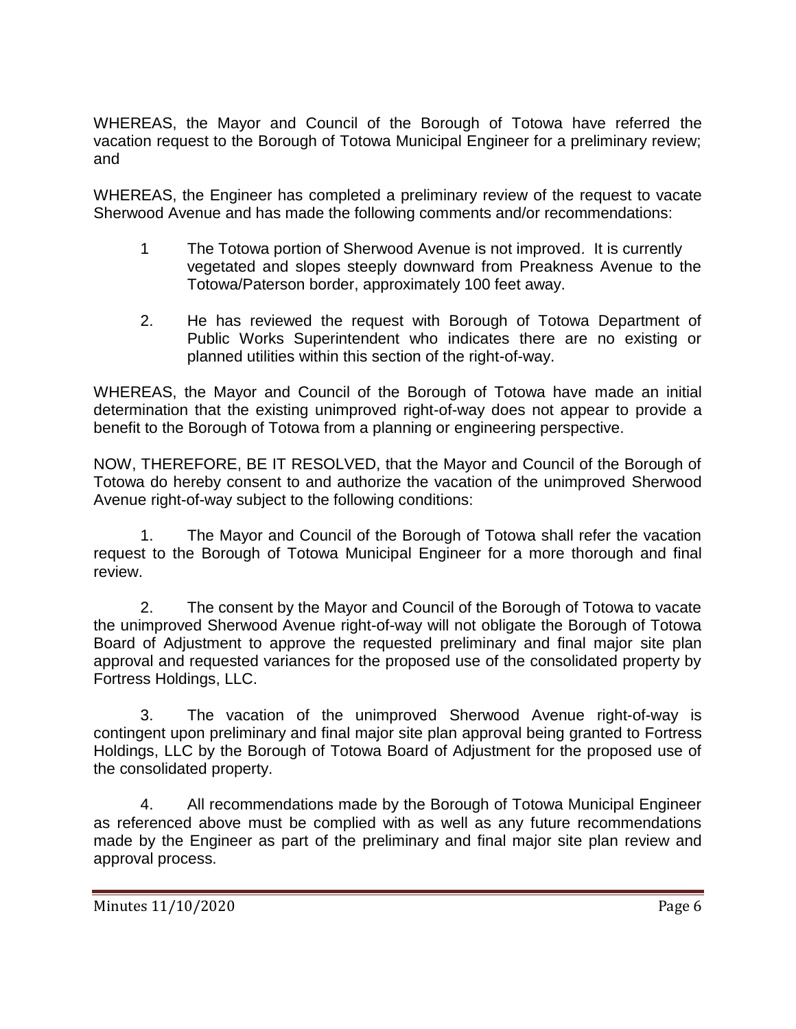WHEREAS, the Mayor and Council of the Borough of Totowa have referred the vacation request to the Borough of Totowa Municipal Engineer for a preliminary review; and

WHEREAS, the Engineer has completed a preliminary review of the request to vacate Sherwood Avenue and has made the following comments and/or recommendations:

1 The Totowa portion of Sherwood Avenue is not improved. It is currently vegetated and slopes steeply downward from Preakness Avenue to the Totowa/Paterson border, approximately 100 feet away.

2. He has reviewed the request with Borough of Totowa Department of Public Works Superintendent who indicates there are no existing or planned utilities within this section of the right-of-way.

WHEREAS, the Mayor and Council of the Borough of Totowa have made an initial determination that the existing unimproved right-of-way does not appear to provide a benefit to the Borough of Totowa from a planning or engineering perspective.

NOW, THEREFORE, BE IT RESOLVED, that the Mayor and Council of the Borough of Totowa do hereby consent to and authorize the vacation of the unimproved Sherwood Avenue right-of-way subject to the following conditions:

1. The Mayor and Council of the Borough of Totowa shall refer the vacation request to the Borough of Totowa Municipal Engineer for a more thorough and final review.

2. The consent by the Mayor and Council of the Borough of Totowa to vacate the unimproved Sherwood Avenue right-of-way will not obligate the Borough of Totowa Board of Adjustment to approve the requested preliminary and final major site plan approval and requested variances for the proposed use of the consolidated property by Fortress Holdings, LLC.

3. The vacation of the unimproved Sherwood Avenue right-of-way is contingent upon preliminary and final major site plan approval being granted to Fortress Holdings, LLC by the Borough of Totowa Board of Adjustment for the proposed use of the consolidated property.

4. All recommendations made by the Borough of Totowa Municipal Engineer as referenced above must be complied with as well as any future recommendations made by the Engineer as part of the preliminary and final major site plan review and approval process.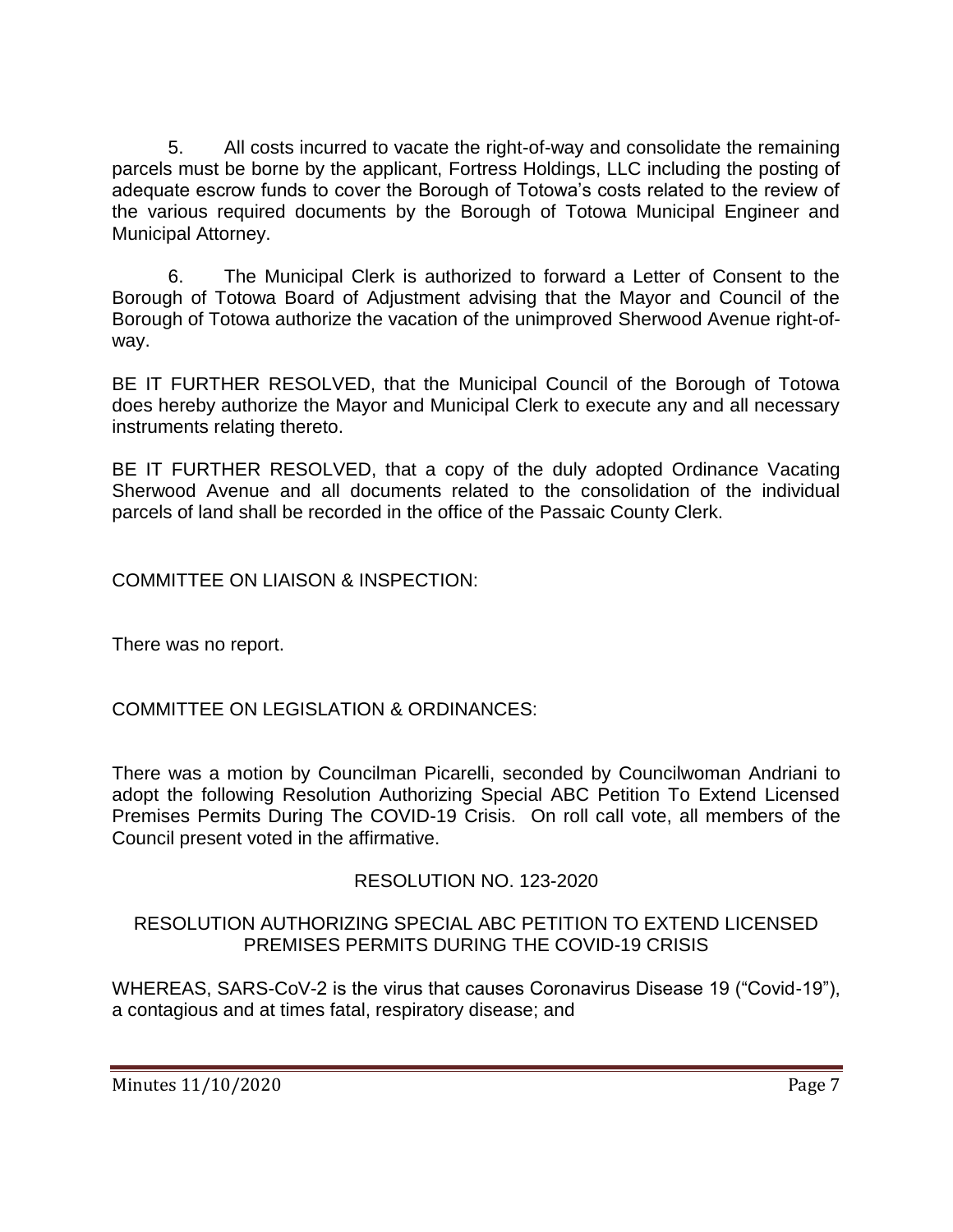5. All costs incurred to vacate the right-of-way and consolidate the remaining parcels must be borne by the applicant, Fortress Holdings, LLC including the posting of adequate escrow funds to cover the Borough of Totowa's costs related to the review of the various required documents by the Borough of Totowa Municipal Engineer and Municipal Attorney.

6. The Municipal Clerk is authorized to forward a Letter of Consent to the Borough of Totowa Board of Adjustment advising that the Mayor and Council of the Borough of Totowa authorize the vacation of the unimproved Sherwood Avenue right-of-way.

BE IT FURTHER RESOLVED, that the Municipal Council of the Borough of Totowa does hereby authorize the Mayor and Municipal Clerk to execute any and all necessary instruments relating thereto.

BE IT FURTHER RESOLVED, that a copy of the duly adopted Ordinance Vacating Sherwood Avenue and all documents related to the consolidation of the individual parcels of land shall be recorded in the office of the Passaic County Clerk.

COMMITTEE ON LIAISON & INSPECTION:

There was no report.

COMMITTEE ON LEGISLATION & ORDINANCES:

There was a motion by Councilman Picarelli, seconded by Councilwoman Andriani to adopt the following Resolution Authorizing Special ABC Petition To Extend Licensed Premises Permits During The COVID-19 Crisis. On roll call vote, all members of the Council present voted in the affirmative.

RESOLUTION NO. 123-2020

RESOLUTION AUTHORIZING SPECIAL ABC PETITION TO EXTEND LICENSED PREMISES PERMITS DURING THE COVID-19 CRISIS

WHEREAS, SARS-CoV-2 is the virus that causes Coronavirus Disease 19 ("Covid-19"), a contagious and at times fatal, respiratory disease; and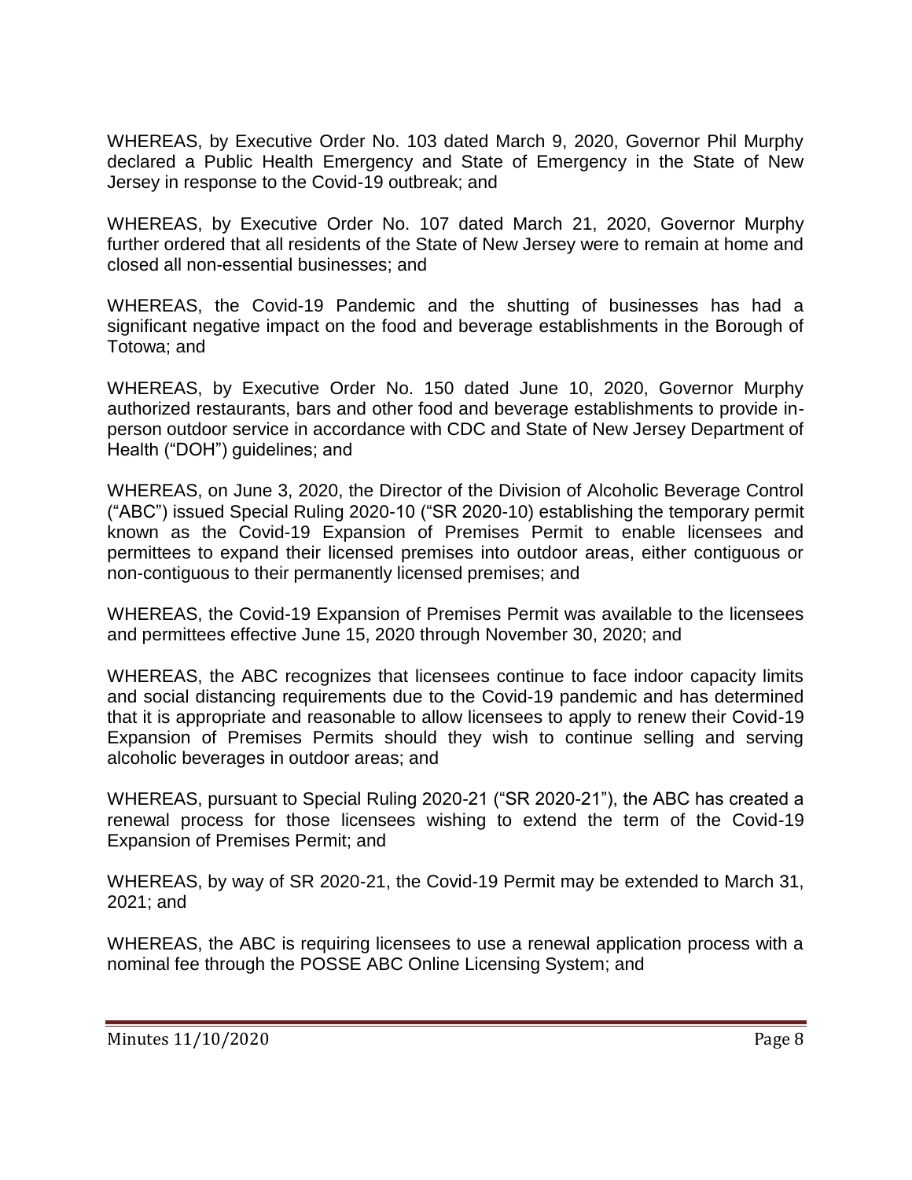WHEREAS, by Executive Order No. 103 dated March 9, 2020, Governor Phil Murphy declared a Public Health Emergency and State of Emergency in the State of New Jersey in response to the Covid-19 outbreak; and

WHEREAS, by Executive Order No. 107 dated March 21, 2020, Governor Murphy further ordered that all residents of the State of New Jersey were to remain at home and closed all non-essential businesses; and

WHEREAS, the Covid-19 Pandemic and the shutting of businesses has had a significant negative impact on the food and beverage establishments in the Borough of Totowa; and

WHEREAS, by Executive Order No. 150 dated June 10, 2020, Governor Murphy authorized restaurants, bars and other food and beverage establishments to provide in-person outdoor service in accordance with CDC and State of New Jersey Department of Health ("DOH") guidelines; and

WHEREAS, on June 3, 2020, the Director of the Division of Alcoholic Beverage Control ("ABC") issued Special Ruling 2020-10 ("SR 2020-10) establishing the temporary permit known as the Covid-19 Expansion of Premises Permit to enable licensees and permittees to expand their licensed premises into outdoor areas, either contiguous or non-contiguous to their permanently licensed premises; and

WHEREAS, the Covid-19 Expansion of Premises Permit was available to the licensees and permittees effective June 15, 2020 through November 30, 2020; and

WHEREAS, the ABC recognizes that licensees continue to face indoor capacity limits and social distancing requirements due to the Covid-19 pandemic and has determined that it is appropriate and reasonable to allow licensees to apply to renew their Covid-19 Expansion of Premises Permits should they wish to continue selling and serving alcoholic beverages in outdoor areas; and

WHEREAS, pursuant to Special Ruling 2020-21 ("SR 2020-21"), the ABC has created a renewal process for those licensees wishing to extend the term of the Covid-19 Expansion of Premises Permit; and

WHEREAS, by way of SR 2020-21, the Covid-19 Permit may be extended to March 31, 2021; and

WHEREAS, the ABC is requiring licensees to use a renewal application process with a nominal fee through the POSSE ABC Online Licensing System; and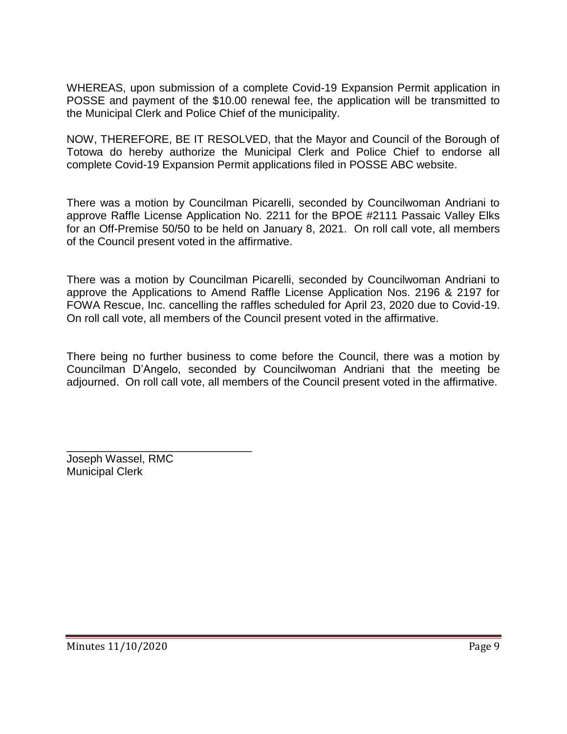WHEREAS, upon submission of a complete Covid-19 Expansion Permit application in POSSE and payment of the $10.00 renewal fee, the application will be transmitted to the Municipal Clerk and Police Chief of the municipality.

NOW, THEREFORE, BE IT RESOLVED, that the Mayor and Council of the Borough of Totowa do hereby authorize the Municipal Clerk and Police Chief to endorse all complete Covid-19 Expansion Permit applications filed in POSSE ABC website.

There was a motion by Councilman Picarelli, seconded by Councilwoman Andriani to approve Raffle License Application No. 2211 for the BPOE #2111 Passaic Valley Elks for an Off-Premise 50/50 to be held on January 8, 2021. On roll call vote, all members of the Council present voted in the affirmative.

There was a motion by Councilman Picarelli, seconded by Councilwoman Andriani to approve the Applications to Amend Raffle License Application Nos. 2196 & 2197 for FOWA Rescue, Inc. cancelling the raffles scheduled for April 23, 2020 due to Covid-19. On roll call vote, all members of the Council present voted in the affirmative.

There being no further business to come before the Council, there was a motion by Councilman D'Angelo, seconded by Councilwoman Andriani that the meeting be adjourned. On roll call vote, all members of the Council present voted in the affirmative.

\_\_\_\_\_\_\_\_\_\_\_\_\_\_\_\_\_\_\_\_\_\_\_\_\_\_\_\_\_\_\_

Joseph Wassel, RMC
Municipal Clerk